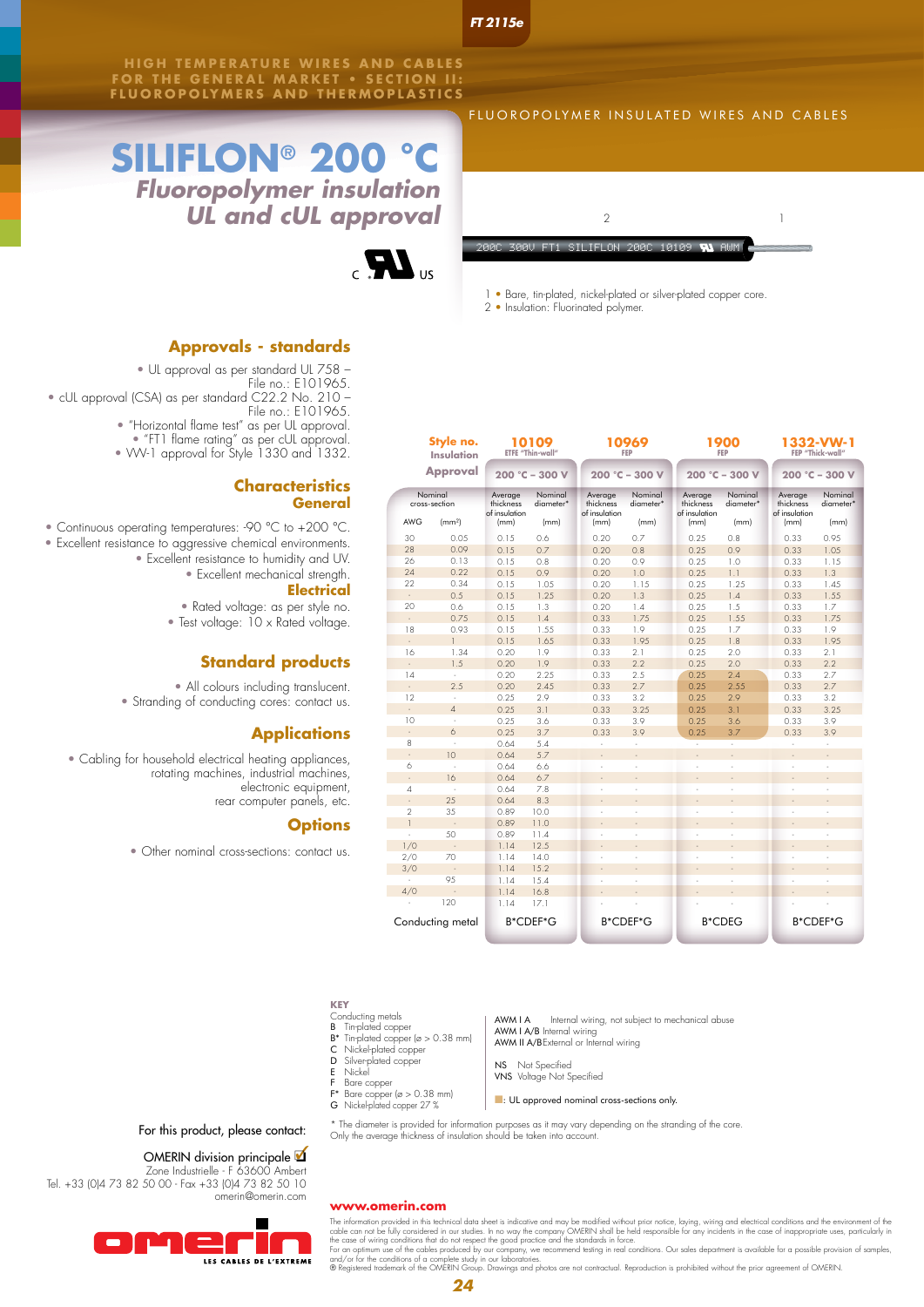FT 2115e

HIGH TEMPERATURE WIRES AND CABLES FOR THE GENERAL MARKET • SECTION II: FLUOROPOLYMERS AND THERMOPLASTICS

FLUOROPOLYMER INSULATED WIRES AND CABLES

# SILIFLON® 200 °C

## *Fluoropolymer insulation UL and cUL approval*

200C 300V FT1 SILIFLON 200C 10109 AWM

1 • Bare, tin-plated, nickel-plated or silver-plated copper core.
2 • Insulation: Fluorinated polymer.

## Approvals - standards

- UL approval as per standard UL 758 – File no.: E101965.
- cUL approval (CSA) as per standard C22.2 No. 210 – File no.: E101965.
- "Horizontal flame test" as per UL approval.
- "FT1 flame rating" as per cUL approval.
- VW-1 approval for Style 1330 and 1332.

## Characteristics

### General

- Continuous operating temperatures: -90 °C to +200 °C.
- Excellent resistance to aggressive chemical environments.
- Excellent resistance to humidity and UV.
- Excellent mechanical strength.

### Electrical

- Rated voltage: as per style no.
- Test voltage: 10 x Rated voltage.

## Standard products

- All colours including translucent.
- Stranding of conducting cores: contact us.

## Applications

- Cabling for household electrical heating appliances, rotating machines, industrial machines, electronic equipment, rear computer panels, etc.

## Options

- Other nominal cross-sections: contact us.

| Style no. / Insulation | | 10109 ETFE "Thin-wall" | | 10969 FEP | | 1900 FEP | | 1332-VW-1 FEP "Thick-wall" | |
|---|---|---|---|---|---|---|---|---|---|
| Approval | | 200 °C – 300 V | | 200 °C – 300 V | | 200 °C – 300 V | | 200 °C – 300 V | |
| Nominal cross-section AWG | (mm²) | Average thickness of insulation (mm) | Nominal diameter* (mm) | Average thickness of insulation (mm) | Nominal diameter* (mm) | Average thickness of insulation (mm) | Nominal diameter* (mm) | Average thickness of insulation (mm) | Nominal diameter* (mm) |
| 30 | 0.05 | 0.15 | 0.6 | 0.20 | 0.7 | 0.25 | 0.8 | 0.33 | 0.95 |
| 28 | 0.09 | 0.15 | 0.7 | 0.20 | 0.8 | 0.25 | 0.9 | 0.33 | 1.05 |
| 26 | 0.13 | 0.15 | 0.8 | 0.20 | 0.9 | 0.25 | 1.0 | 0.33 | 1.15 |
| 24 | 0.22 | 0.15 | 0.9 | 0.20 | 1.0 | 0.25 | 1.1 | 0.33 | 1.3 |
| 22 | 0.34 | 0.15 | 1.05 | 0.20 | 1.15 | 0.25 | 1.25 | 0.33 | 1.45 |
| - | 0.5 | 0.15 | 1.25 | 0.20 | 1.3 | 0.25 | 1.4 | 0.33 | 1.55 |
| 20 | 0.6 | 0.15 | 1.3 | 0.20 | 1.4 | 0.25 | 1.5 | 0.33 | 1.7 |
| - | 0.75 | 0.15 | 1.4 | 0.33 | 1.75 | 0.25 | 1.55 | 0.33 | 1.75 |
| 18 | 0.93 | 0.15 | 1.55 | 0.33 | 1.9 | 0.25 | 1.7 | 0.33 | 1.9 |
| - | 1 | 0.15 | 1.65 | 0.33 | 1.95 | 0.25 | 1.8 | 0.33 | 1.95 |
| 16 | 1.34 | 0.20 | 1.9 | 0.33 | 2.1 | 0.25 | 2.0 | 0.33 | 2.1 |
| - | 1.5 | 0.20 | 1.9 | 0.33 | 2.2 | 0.25 | 2.0 | 0.33 | 2.2 |
| 14 | - | 0.20 | 2.25 | 0.33 | 2.5 | 0.25 | 2.4 | 0.33 | 2.7 |
| - | 2.5 | 0.20 | 2.45 | 0.33 | 2.7 | 0.25 | 2.55 | 0.33 | 2.7 |
| 12 | - | 0.25 | 2.9 | 0.33 | 3.2 | 0.25 | 2.9 | 0.33 | 3.2 |
| - | 4 | 0.25 | 3.1 | 0.33 | 3.25 | 0.25 | 3.1 | 0.33 | 3.25 |
| 10 | - | 0.25 | 3.6 | 0.33 | 3.9 | 0.25 | 3.6 | 0.33 | 3.9 |
| - | 6 | 0.25 | 3.7 | 0.33 | 3.9 | 0.25 | 3.7 | 0.33 | 3.9 |
| 8 | - | 0.64 | 5.4 | - | - | - | - | - | - |
| - | 10 | 0.64 | 5.7 | - | - | - | - | - | - |
| 6 | - | 0.64 | 6.6 | - | - | - | - | - | - |
| - | 16 | 0.64 | 6.7 | - | - | - | - | - | - |
| 4 | - | 0.64 | 7.8 | - | - | - | - | - | - |
| - | 25 | 0.64 | 8.3 | - | - | - | - | - | - |
| 2 | 35 | 0.89 | 10.0 | - | - | - | - | - | - |
| 1 | - | 0.89 | 11.0 | - | - | - | - | - | - |
| - | 50 | 0.89 | 11.4 | - | - | - | - | - | - |
| 1/0 | - | 1.14 | 12.5 | - | - | - | - | - | - |
| 2/0 | 70 | 1.14 | 14.0 | - | - | - | - | - | - |
| 3/0 | - | 1.14 | 15.2 | - | - | - | - | - | - |
| - | 95 | 1.14 | 15.4 | - | - | - | - | - | - |
| 4/0 | - | 1.14 | 16.8 | - | - | - | - | - | - |
| - | 120 | 1.14 | 17.1 | - | - | - | - | - | - |
| Conducting metal | | B*CDEF*G | | B*CDEF*G | | B*CDEG | | B*CDEF*G | |

**KEY**

Conducting metals
- B Tin-plated copper
- B* Tin-plated copper (ø > 0.38 mm)
- C Nickel-plated copper
- D Silver-plated copper
- E Nickel
- F Bare copper
- F* Bare copper (ø > 0.38 mm)
- G Nickel-plated copper 27 %

- AWM I A Internal wiring, not subject to mechanical abuse
- AWM I A/B Internal wiring
- AWM II A/B External or Internal wiring

- NS Not Specified
- VNS Voltage Not Specified

■: UL approved nominal cross-sections only.

\* The diameter is provided for information purposes as it may vary depending on the stranding of the core. Only the average thickness of insulation should be taken into account.

For this product, please contact:

OMERIN division principale
Zone Industrielle - F 63600 Ambert
Tel. +33 (0)4 73 82 50 00 - Fax +33 (0)4 73 82 50 10
omerin@omerin.com

omerin — LES CABLES DE L'EXTREME

**www.omerin.com**

The information provided in this technical data sheet is indicative and may be modified without prior notice, laying, wiring and electrical conditions and the environment of the cable can not be fully considered in our studies. In no way the company OMERIN shall be held responsible for any incidents in the case of inappropriate uses, particularly in the case of wiring conditions that do not respect the good practice and the standards in force.
For an optimum use of the cables produced by our company, we recommend testing in real conditions. Our sales department is available for a possible provision of samples, and/or for the conditions of a complete study in our laboratories.
® Registered trademark of the OMERIN Group. Drawings and photos are not contractual. Reproduction is prohibited without the prior agreement of OMERIN.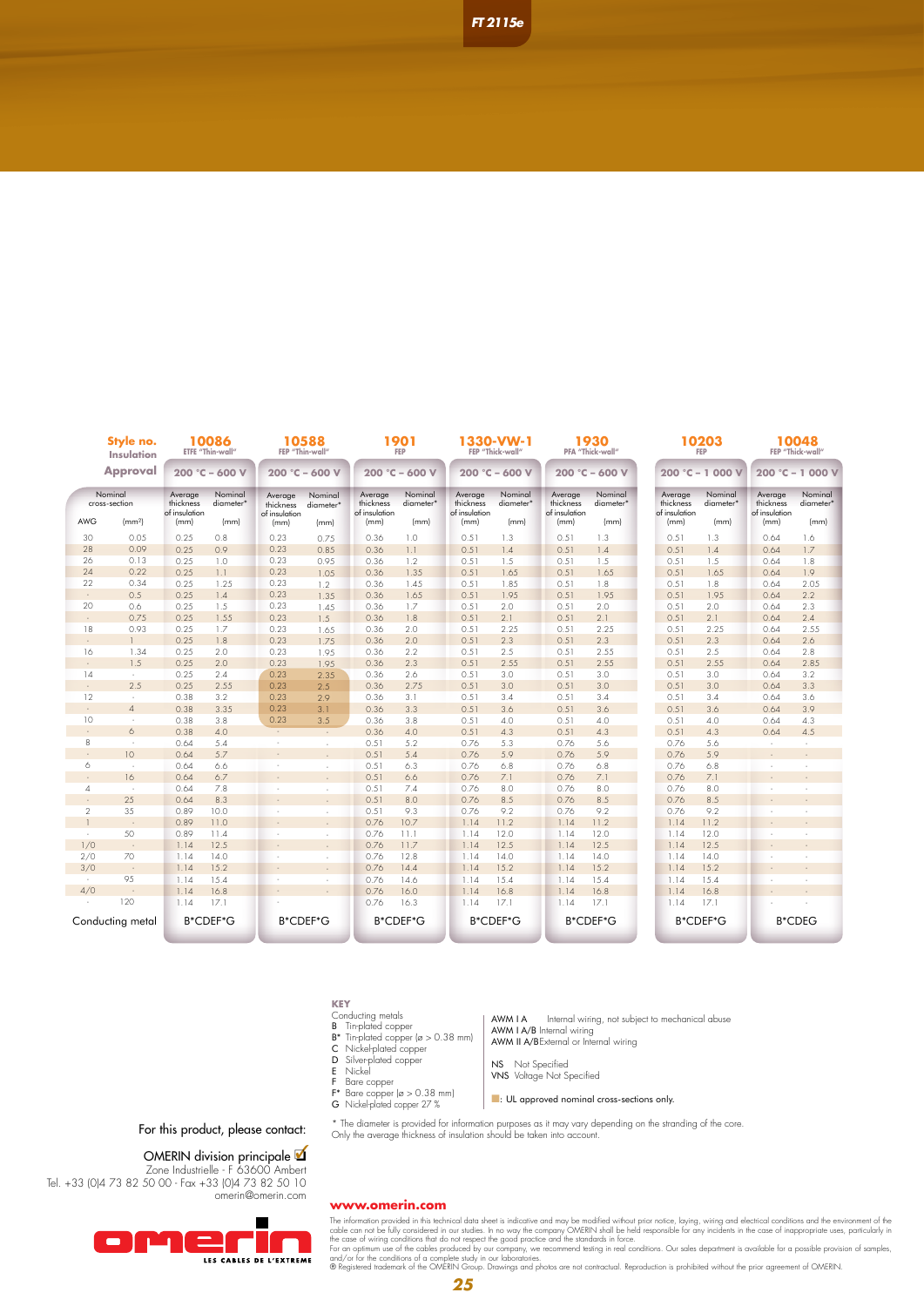FT 2115e

| Style no. / Insulation / Approval | | 10086 ETFE "Thin-wall" 200 °C – 600 V | | 10588 FEP "Thin-wall" 200 °C – 600 V | | 1901 FEP 200 °C – 600 V | | 1330-VW-1 FEP "Thick-wall" 200 °C – 600 V | | 1930 PFA "Thick-wall" 200 °C – 600 V | | 10203 FEP 200 °C – 1 000 V | | 10048 FEP "Thick-wall" 200 °C – 1 000 V | |
|---|---|---|---|---|---|---|---|---|---|---|---|---|---|---|---|
| Nominal cross-section AWG | (mm²) | Average thickness of insulation (mm) | Nominal diameter* (mm) | Average thickness of insulation (mm) | Nominal diameter* (mm) | Average thickness of insulation (mm) | Nominal diameter* (mm) | Average thickness of insulation (mm) | Nominal diameter* (mm) | Average thickness of insulation (mm) | Nominal diameter* (mm) | Average thickness of insulation (mm) | Nominal diameter* (mm) | Average thickness of insulation (mm) | Nominal diameter* (mm) |
| 30 | 0.05 | 0.25 | 0.8 | 0.23 | 0.75 | 0.36 | 1.0 | 0.51 | 1.3 | 0.51 | 1.3 | 0.51 | 1.3 | 0.64 | 1.6 |
| 28 | 0.09 | 0.25 | 0.9 | 0.23 | 0.85 | 0.36 | 1.1 | 0.51 | 1.4 | 0.51 | 1.4 | 0.51 | 1.4 | 0.64 | 1.7 |
| 26 | 0.13 | 0.25 | 1.0 | 0.23 | 0.95 | 0.36 | 1.2 | 0.51 | 1.5 | 0.51 | 1.5 | 0.51 | 1.5 | 0.64 | 1.8 |
| 24 | 0.22 | 0.25 | 1.1 | 0.23 | 1.05 | 0.36 | 1.35 | 0.51 | 1.65 | 0.51 | 1.65 | 0.51 | 1.65 | 0.64 | 1.9 |
| 22 | 0.34 | 0.25 | 1.25 | 0.23 | 1.2 | 0.36 | 1.45 | 0.51 | 1.85 | 0.51 | 1.8 | 0.51 | 1.8 | 0.64 | 2.05 |
| - | 0.5 | 0.25 | 1.4 | 0.23 | 1.35 | 0.36 | 1.65 | 0.51 | 1.95 | 0.51 | 1.95 | 0.51 | 1.95 | 0.64 | 2.2 |
| 20 | 0.6 | 0.25 | 1.5 | 0.23 | 1.45 | 0.36 | 1.7 | 0.51 | 2.0 | 0.51 | 2.0 | 0.51 | 2.0 | 0.64 | 2.3 |
| - | 0.75 | 0.25 | 1.55 | 0.23 | 1.5 | 0.36 | 1.8 | 0.51 | 2.1 | 0.51 | 2.1 | 0.51 | 2.1 | 0.64 | 2.4 |
| 18 | 0.93 | 0.25 | 1.7 | 0.23 | 1.65 | 0.36 | 2.0 | 0.51 | 2.25 | 0.51 | 2.25 | 0.51 | 2.25 | 0.64 | 2.55 |
| - | 1 | 0.25 | 1.8 | 0.23 | 1.75 | 0.36 | 2.0 | 0.51 | 2.3 | 0.51 | 2.3 | 0.51 | 2.3 | 0.64 | 2.6 |
| 16 | 1.34 | 0.25 | 2.0 | 0.23 | 1.95 | 0.36 | 2.2 | 0.51 | 2.5 | 0.51 | 2.55 | 0.51 | 2.5 | 0.64 | 2.8 |
| - | 1.5 | 0.25 | 2.0 | 0.23 | 1.95 | 0.36 | 2.3 | 0.51 | 2.55 | 0.51 | 2.55 | 0.51 | 2.55 | 0.64 | 2.85 |
| 14 | - | 0.25 | 2.4 | 0.23 | 2.35 | 0.36 | 2.6 | 0.51 | 3.0 | 0.51 | 3.0 | 0.51 | 3.0 | 0.64 | 3.2 |
| - | 2.5 | 0.25 | 2.55 | 0.23 | 2.5 | 0.36 | 2.75 | 0.51 | 3.0 | 0.51 | 3.0 | 0.51 | 3.0 | 0.64 | 3.3 |
| 12 | - | 0.38 | 3.2 | 0.23 | 2.9 | 0.36 | 3.1 | 0.51 | 3.4 | 0.51 | 3.4 | 0.51 | 3.4 | 0.64 | 3.6 |
| - | 4 | 0.38 | 3.35 | 0.23 | 3.1 | 0.36 | 3.3 | 0.51 | 3.6 | 0.51 | 3.6 | 0.51 | 3.6 | 0.64 | 3.9 |
| 10 | - | 0.38 | 3.8 | 0.23 | 3.5 | 0.36 | 3.8 | 0.51 | 4.0 | 0.51 | 4.0 | 0.51 | 4.0 | 0.64 | 4.3 |
| - | 6 | 0.38 | 4.0 | - | - | 0.36 | 4.0 | 0.51 | 4.3 | 0.51 | 4.3 | 0.51 | 4.3 | 0.64 | 4.5 |
| 8 | - | 0.64 | 5.4 | - | - | 0.51 | 5.2 | 0.76 | 5.3 | 0.76 | 5.6 | 0.76 | 5.6 | - | - |
| - | 10 | 0.64 | 5.7 | - | - | 0.51 | 5.4 | 0.76 | 5.9 | 0.76 | 5.9 | 0.76 | 5.9 | - | - |
| 6 | - | 0.64 | 6.6 | - | - | 0.51 | 6.3 | 0.76 | 6.8 | 0.76 | 6.8 | 0.76 | 6.8 | - | - |
| - | 16 | 0.64 | 6.7 | - | - | 0.51 | 6.6 | 0.76 | 7.1 | 0.76 | 7.1 | 0.76 | 7.1 | - | - |
| 4 | - | 0.64 | 7.8 | - | - | 0.51 | 7.4 | 0.76 | 8.0 | 0.76 | 8.0 | 0.76 | 8.0 | - | - |
| - | 25 | 0.64 | 8.3 | - | - | 0.51 | 8.0 | 0.76 | 8.5 | 0.76 | 8.5 | 0.76 | 8.5 | - | - |
| 2 | 35 | 0.89 | 10.0 | - | - | 0.51 | 9.3 | 0.76 | 9.2 | 0.76 | 9.2 | 0.76 | 9.2 | - | - |
| 1 | - | 0.89 | 11.0 | - | - | 0.76 | 10.7 | 1.14 | 11.2 | 1.14 | 11.2 | 1.14 | 11.2 | - | - |
| - | 50 | 0.89 | 11.4 | - | - | 0.76 | 11.1 | 1.14 | 12.0 | 1.14 | 12.0 | 1.14 | 12.0 | - | - |
| 1/0 | - | 1.14 | 12.5 | - | - | 0.76 | 11.7 | 1.14 | 12.5 | 1.14 | 12.5 | 1.14 | 12.5 | - | - |
| 2/0 | 70 | 1.14 | 14.0 | - | - | 0.76 | 12.8 | 1.14 | 14.0 | 1.14 | 14.0 | 1.14 | 14.0 | - | - |
| 3/0 | - | 1.14 | 15.2 | - | - | 0.76 | 14.4 | 1.14 | 15.2 | 1.14 | 15.2 | 1.14 | 15.2 | - | - |
| - | 95 | 1.14 | 15.4 | - | - | 0.76 | 14.6 | 1.14 | 15.4 | 1.14 | 15.4 | 1.14 | 15.4 | - | - |
| 4/0 | - | 1.14 | 16.8 | - | - | 0.76 | 16.0 | 1.14 | 16.8 | 1.14 | 16.8 | 1.14 | 16.8 | - | - |
| - | 120 | 1.14 | 17.1 | - | - | 0.76 | 16.3 | 1.14 | 17.1 | 1.14 | 17.1 | 1.14 | 17.1 | - | - |
| Conducting metal | | B*CDEF*G | | B*CDEF*G | | B*CDEF*G | | B*CDEF*G | | B*CDEF*G | | B*CDEF*G | | B*CDEG | |

**KEY**

Conducting metals
- B Tin-plated copper
- B* Tin-plated copper (ø > 0.38 mm)
- C Nickel-plated copper
- D Silver-plated copper
- E Nickel
- F Bare copper
- F* Bare copper (ø > 0.38 mm)
- G Nickel-plated copper 27 %

AWM I A Internal wiring, not subject to mechanical abuse
AWM I A/B Internal wiring
AWM II A/B External or Internal wiring

NS Not Specified
VNS Voltage Not Specified

■: UL approved nominal cross-sections only.

\* The diameter is provided for information purposes as it may vary depending on the stranding of the core. Only the average thickness of insulation should be taken into account.

For this product, please contact:

OMERIN division principale
Zone Industrielle - F 63600 Ambert
Tel. +33 (0)4 73 82 50 00 - Fax +33 (0)4 73 82 50 10
omerin@omerin.com

omerin LES CABLES DE L'EXTREME

**www.omerin.com**

The information provided in this technical data sheet is indicative and may be modified without prior notice, laying, wiring and electrical conditions and the environment of the cable can not be fully considered in our studies. In no way the company OMERIN shall be held responsible for any incidents in the case of inappropriate uses, particularly in the case of wiring conditions that do not respect the good practice and the standards in force.
For an optimum use of the cables produced by our company, we recommend testing in real conditions. Our sales department is available for a possible provision of samples, and/or for the conditions of a complete study in our laboratories.
® Registered trademark of the OMERIN Group. Drawings and photos are not contractual. Reproduction is prohibited without the prior agreement of OMERIN.